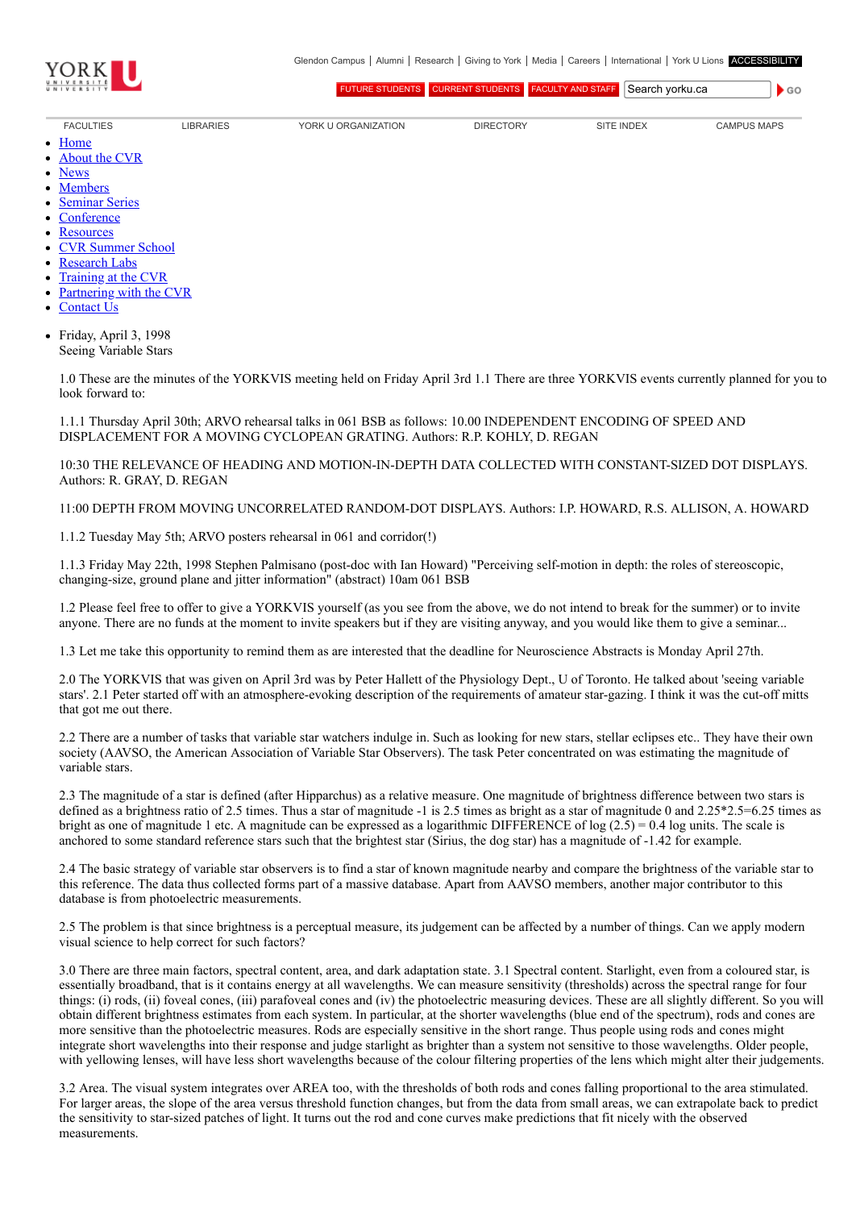YORK U YORK UNIVERSITÉ UNIVERSITY

Glendon Campus | Alumni | Research | Giving to York | Media | Careers | International | York U Lions | ACCESSIBILITY

FUTURE STUDENTS | CURRENT STUDENTS | FACULTY AND STAFF | Search yorku.ca | GO

FACULTIES | LIBRARIES | YORK U ORGANIZATION | DIRECTORY | SITE INDEX | CAMPUS MAPS

- Home
- About the CVR
- News
- Members
- Seminar Series
- Conference
- Resources
- CVR Summer School
- Research Labs
- Training at the CVR
- Partnering with the CVR
- Contact Us

- Friday, April 3, 1998
  Seeing Variable Stars

1.0 These are the minutes of the YORKVIS meeting held on Friday April 3rd 1.1 There are three YORKVIS events currently planned for you to look forward to:

1.1.1 Thursday April 30th; ARVO rehearsal talks in 061 BSB as follows: 10.00 INDEPENDENT ENCODING OF SPEED AND DISPLACEMENT FOR A MOVING CYCLOPEAN GRATING. Authors: R.P. KOHLY, D. REGAN

10:30 THE RELEVANCE OF HEADING AND MOTION-IN-DEPTH DATA COLLECTED WITH CONSTANT-SIZED DOT DISPLAYS. Authors: R. GRAY, D. REGAN

11:00 DEPTH FROM MOVING UNCORRELATED RANDOM-DOT DISPLAYS. Authors: I.P. HOWARD, R.S. ALLISON, A. HOWARD

1.1.2 Tuesday May 5th; ARVO posters rehearsal in 061 and corridor(!)

1.1.3 Friday May 22th, 1998 Stephen Palmisano (post-doc with Ian Howard) "Perceiving self-motion in depth: the roles of stereoscopic, changing-size, ground plane and jitter information" (abstract) 10am 061 BSB

1.2 Please feel free to offer to give a YORKVIS yourself (as you see from the above, we do not intend to break for the summer) or to invite anyone. There are no funds at the moment to invite speakers but if they are visiting anyway, and you would like them to give a seminar...

1.3 Let me take this opportunity to remind them as are interested that the deadline for Neuroscience Abstracts is Monday April 27th.

2.0 The YORKVIS that was given on April 3rd was by Peter Hallett of the Physiology Dept., U of Toronto. He talked about 'seeing variable stars'. 2.1 Peter started off with an atmosphere-evoking description of the requirements of amateur star-gazing. I think it was the cut-off mitts that got me out there.

2.2 There are a number of tasks that variable star watchers indulge in. Such as looking for new stars, stellar eclipses etc.. They have their own society (AAVSO, the American Association of Variable Star Observers). The task Peter concentrated on was estimating the magnitude of variable stars.

2.3 The magnitude of a star is defined (after Hipparchus) as a relative measure. One magnitude of brightness difference between two stars is defined as a brightness ratio of 2.5 times. Thus a star of magnitude -1 is 2.5 times as bright as a star of magnitude 0 and 2.25*2.5=6.25 times as bright as one of magnitude 1 etc. A magnitude can be expressed as a logarithmic DIFFERENCE of log (2.5) = 0.4 log units. The scale is anchored to some standard reference stars such that the brightest star (Sirius, the dog star) has a magnitude of -1.42 for example.

2.4 The basic strategy of variable star observers is to find a star of known magnitude nearby and compare the brightness of the variable star to this reference. The data thus collected forms part of a massive database. Apart from AAVSO members, another major contributor to this database is from photoelectric measurements.

2.5 The problem is that since brightness is a perceptual measure, its judgement can be affected by a number of things. Can we apply modern visual science to help correct for such factors?

3.0 There are three main factors, spectral content, area, and dark adaptation state. 3.1 Spectral content. Starlight, even from a coloured star, is essentially broadband, that is it contains energy at all wavelengths. We can measure sensitivity (thresholds) across the spectral range for four things: (i) rods, (ii) foveal cones, (iii) parafoveal cones and (iv) the photoelectric measuring devices. These are all slightly different. So you will obtain different brightness estimates from each system. In particular, at the shorter wavelengths (blue end of the spectrum), rods and cones are more sensitive than the photoelectric measures. Rods are especially sensitive in the short range. Thus people using rods and cones might integrate short wavelengths into their response and judge starlight as brighter than a system not sensitive to those wavelengths. Older people, with yellowing lenses, will have less short wavelengths because of the colour filtering properties of the lens which might alter their judgements.

3.2 Area. The visual system integrates over AREA too, with the thresholds of both rods and cones falling proportional to the area stimulated. For larger areas, the slope of the area versus threshold function changes, but from the data from small areas, we can extrapolate back to predict the sensitivity to star-sized patches of light. It turns out the rod and cone curves make predictions that fit nicely with the observed measurements.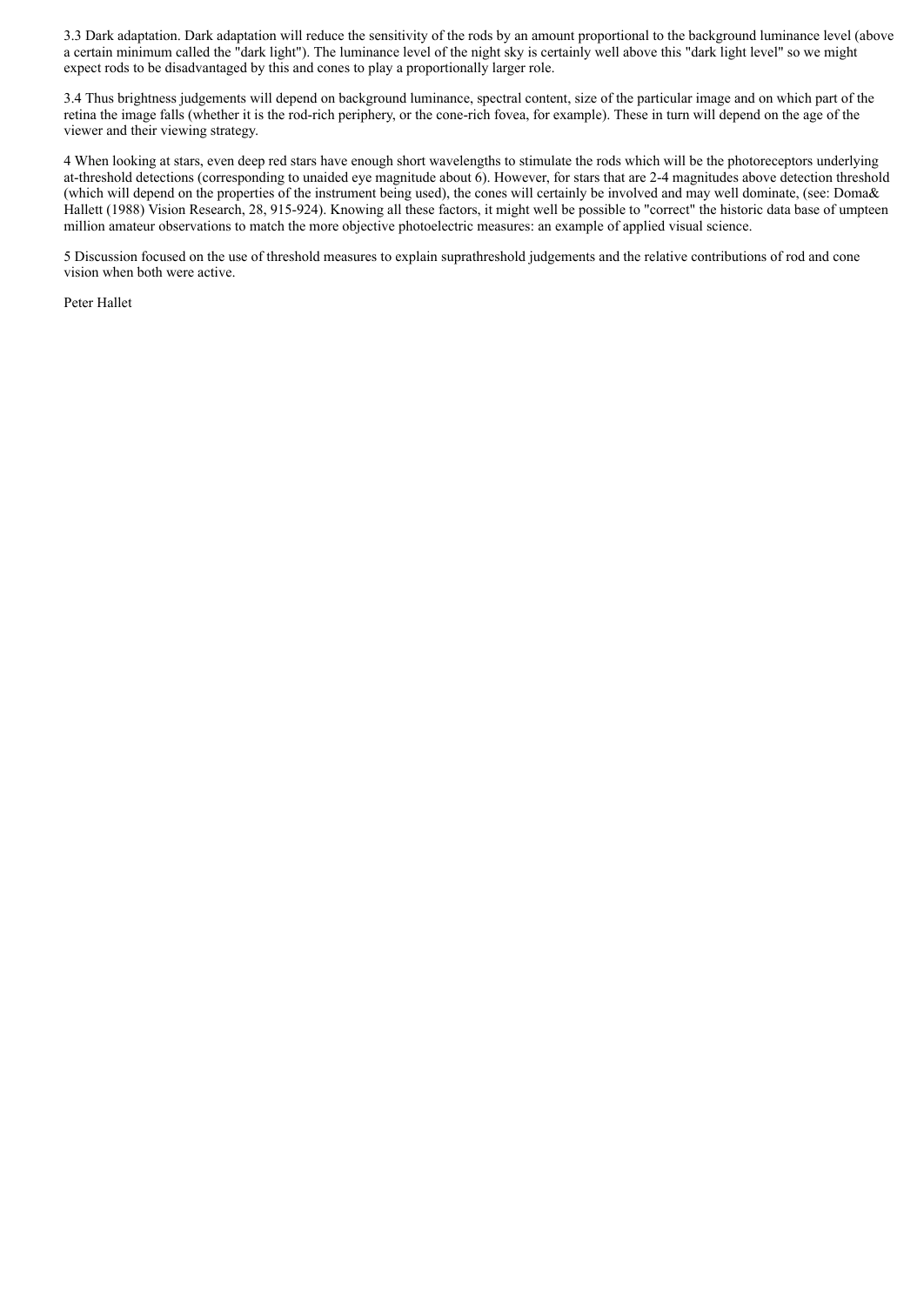3.3 Dark adaptation. Dark adaptation will reduce the sensitivity of the rods by an amount proportional to the background luminance level (above a certain minimum called the "dark light"). The luminance level of the night sky is certainly well above this "dark light level" so we might expect rods to be disadvantaged by this and cones to play a proportionally larger role.

3.4 Thus brightness judgements will depend on background luminance, spectral content, size of the particular image and on which part of the retina the image falls (whether it is the rod-rich periphery, or the cone-rich fovea, for example). These in turn will depend on the age of the viewer and their viewing strategy.

4 When looking at stars, even deep red stars have enough short wavelengths to stimulate the rods which will be the photoreceptors underlying at-threshold detections (corresponding to unaided eye magnitude about 6). However, for stars that are 2-4 magnitudes above detection threshold (which will depend on the properties of the instrument being used), the cones will certainly be involved and may well dominate, (see: Doma& Hallett (1988) Vision Research, 28, 915-924). Knowing all these factors, it might well be possible to "correct" the historic data base of umpteen million amateur observations to match the more objective photoelectric measures: an example of applied visual science.

5 Discussion focused on the use of threshold measures to explain suprathreshold judgements and the relative contributions of rod and cone vision when both were active.

Peter Hallet